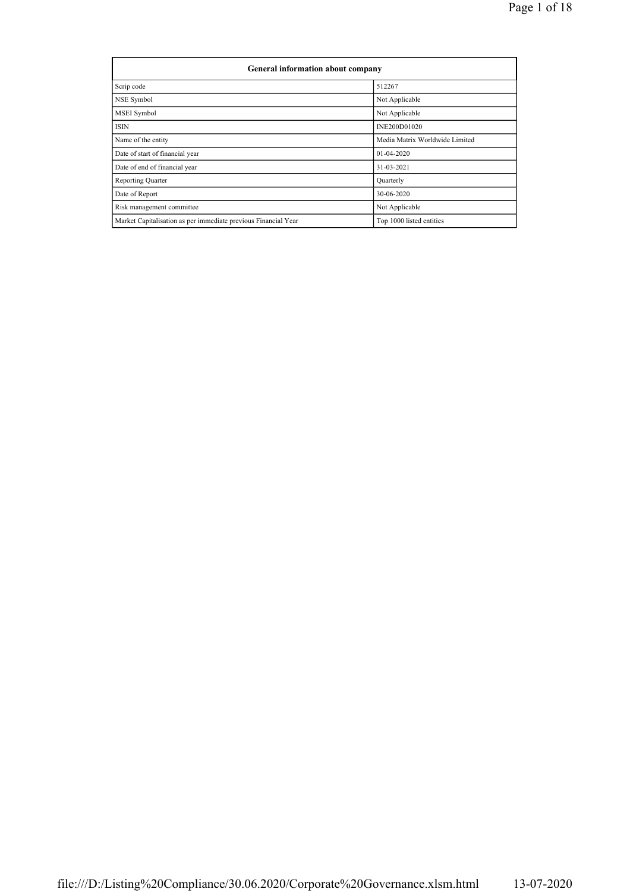| General information about company | |
|---|---|
| Scrip code | 512267 |
| NSE Symbol | Not Applicable |
| MSEI Symbol | Not Applicable |
| ISIN | INE200D01020 |
| Name of the entity | Media Matrix Worldwide Limited |
| Date of start of financial year | 01-04-2020 |
| Date of end of financial year | 31-03-2021 |
| Reporting Quarter | Quarterly |
| Date of Report | 30-06-2020 |
| Risk management committee | Not Applicable |
| Market Capitalisation as per immediate previous Financial Year | Top 1000 listed entities |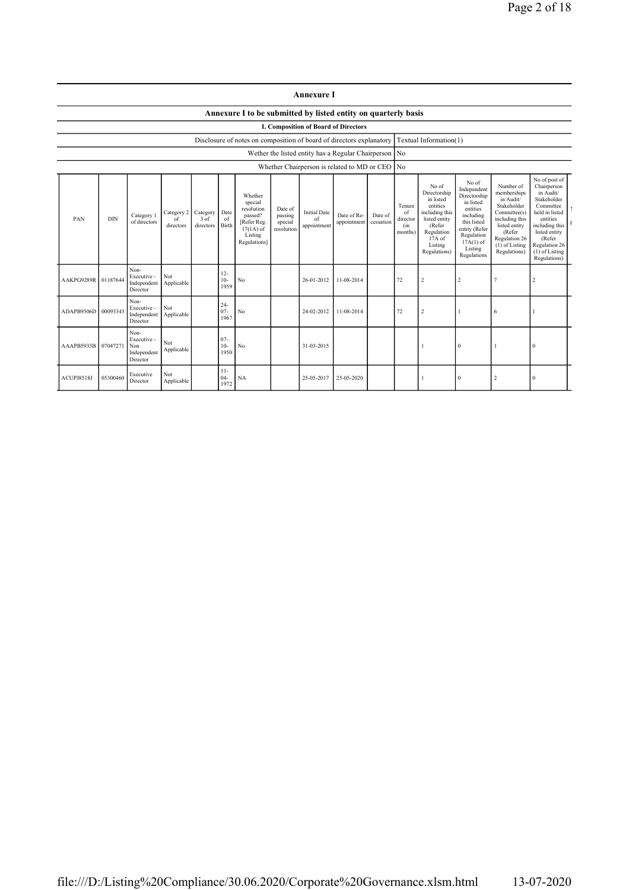## Annexure I

### Annexure I to be submitted by listed entity on quarterly basis

#### I. Composition of Board of Directors

| | |
|---|---|
| Disclosure of notes on composition of board of directors explanatory | Textual Information(1) |
| Wether the listed entity has a Regular Chairperson | No |
| Whether Chairperson is related to MD or CEO | No |

| PAN | DIN | Category 1 of directors | Category 2 of directors | Category 3 of directors | Date of Birth | Whether special resolution passed? [Refer Reg. 17(1A) of Listing Regulations] | Date of passing special resolution | Initial Date of appointment | Date of Re-appointment | Date of cessation | Tenure of director (in months) | No of Directorship in listed entities including this listed entity (Refer Regulation 17A of Listing Regulations) | No of Independent Directorship in listed entities including this listed entity (Refer Regulation 17A(1) of Listing Regulations | Number of memberships in Audit/ Stakeholder Committee(s) including this listed entity (Refer Regulation 26 (1) of Listing Regulations) | No of post of Chairperson in Audit/ Stakeholder Committee held in listed entities including this listed entity (Refer Regulation 26 (1) of Listing Regulations) |
|---|---|---|---|---|---|---|---|---|---|---|---|---|---|---|---|
| AAKPG9289R | 01187644 | Non-Executive - Independent Director | Not Applicable | | 12-10-1959 | No | | 26-01-2012 | 11-08-2014 | | 72 | 2 | 2 | 7 | 2 |
| ADAPB9506D | 00093343 | Non-Executive - Independent Director | Not Applicable | | 24-07-1967 | No | | 24-02-2012 | 11-08-2014 | | 72 | 2 | 1 | 6 | 1 |
| AAAPB5933B | 07047271 | Non-Executive - Non Independent Director | Not Applicable | | 07-10-1950 | No | | 31-03-2015 | | | | 1 | 0 | 1 | 0 |
| ACUPJ8518J | 05300460 | Executive Director | Not Applicable | | 11-04-1972 | NA | | 25-05-2017 | 25-05-2020 | | | 1 | 0 | 2 | 0 |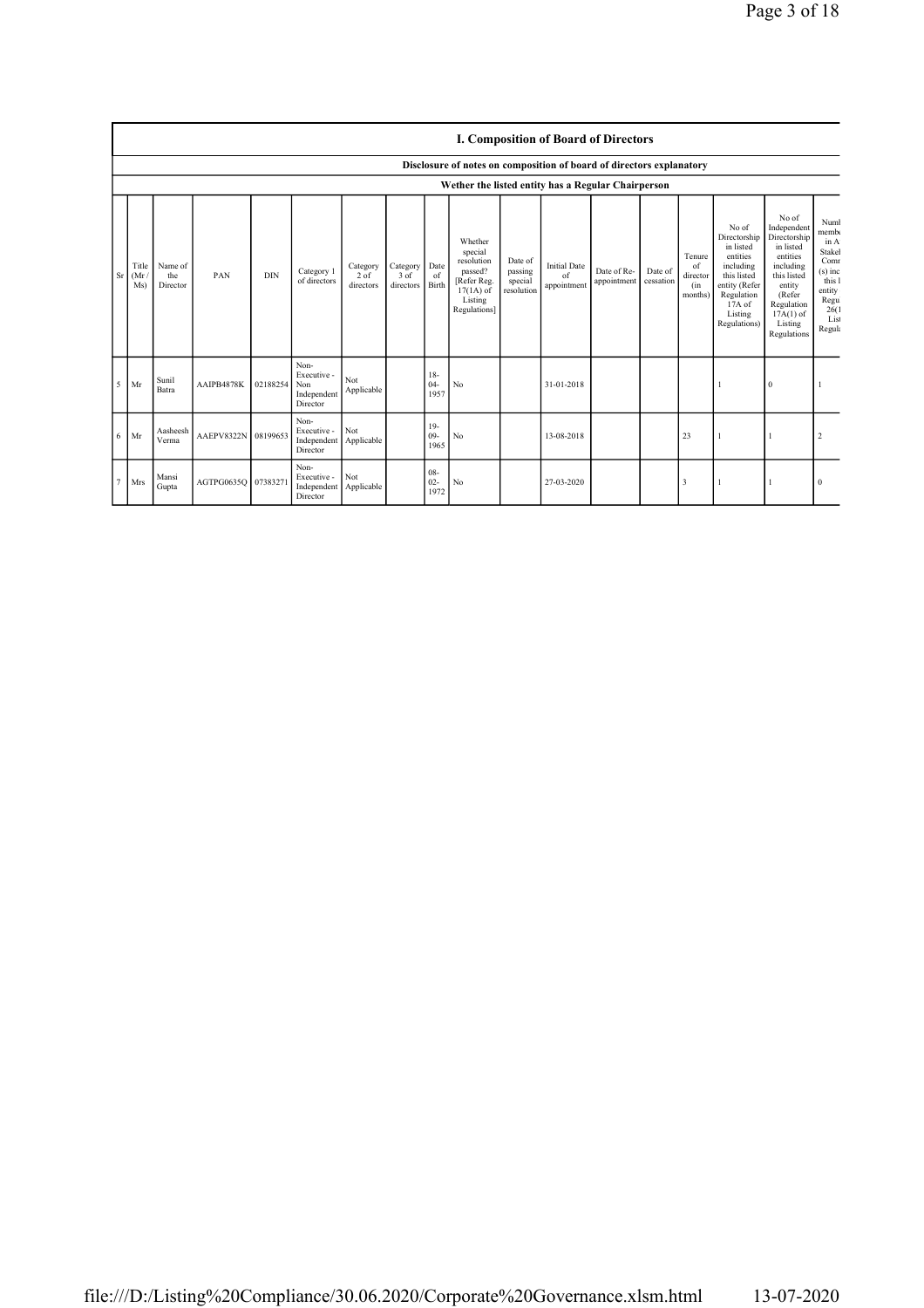## I. Composition of Board of Directors

### Disclosure of notes on composition of board of directors explanatory

### Wether the listed entity has a Regular Chairperson

| Sr | Title (Mr / Ms) | Name of the Director | PAN | DIN | Category 1 of directors | Category 2 of directors | Category 3 of directors | Date of Birth | Whether special resolution passed? [Refer Reg. 17(1A) of Listing Regulations] | Date of passing special resolution | Initial Date of appointment | Date of Re-appointment | Date of cessation | Tenure of director (in months) | No of Directorship in listed entities including this listed entity (Refer Regulation 17A of Listing Regulations) | No of Independent Directorship in listed entities including this listed entity (Refer Regulation 17A(1) of Listing Regulations | Numb membe in A Stakel Comr (s) inc this l entity Regu 26(1 List Regula |
|---|---|---|---|---|---|---|---|---|---|---|---|---|---|---|---|---|---|
| 5 | Mr | Sunil Batra | AAIPB4878K | 02188254 | Non-Executive - Non Independent Director | Not Applicable | | 18-04-1957 | No | | 31-01-2018 | | | | 1 | 0 | 1 |
| 6 | Mr | Aasheesh Verma | AAEPV8322N | 08199653 | Non-Executive - Independent Director | Not Applicable | | 19-09-1965 | No | | 13-08-2018 | | | 23 | 1 | 1 | 2 |
| 7 | Mrs | Mansi Gupta | AGTPG0635Q | 07383271 | Non-Executive - Independent Director | Not Applicable | | 08-02-1972 | No | | 27-03-2020 | | | 3 | 1 | 1 | 0 |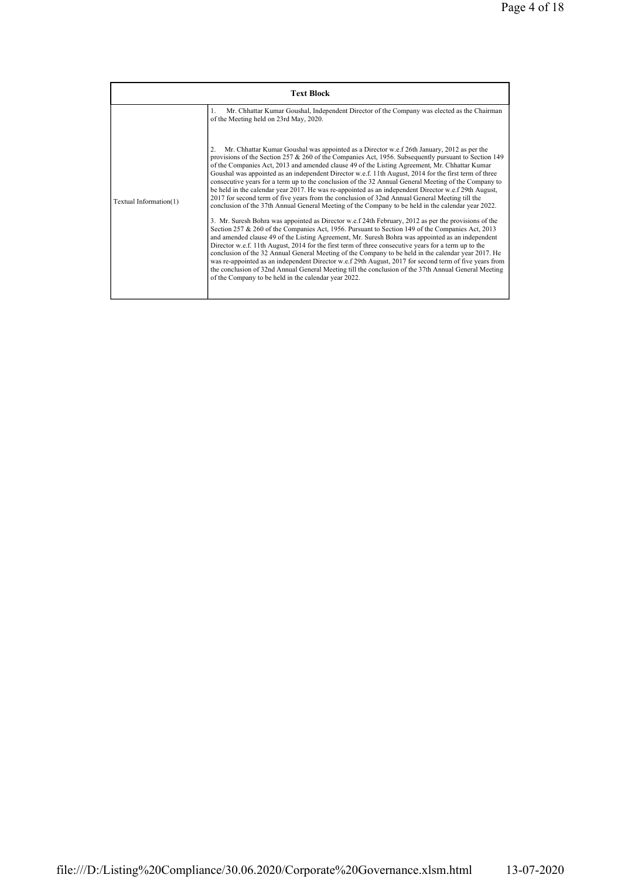| Text Block | |
|---|---|
| Textual Information(1) | 1. Mr. Chhattar Kumar Goushal, Independent Director of the Company was elected as the Chairman of the Meeting held on 23rd May, 2020.<br><br>2. Mr. Chhattar Kumar Goushal was appointed as a Director w.e.f 26th January, 2012 as per the provisions of the Section 257 & 260 of the Companies Act, 1956. Subsequently pursuant to Section 149 of the Companies Act, 2013 and amended clause 49 of the Listing Agreement, Mr. Chhattar Kumar Goushal was appointed as an independent Director w.e.f. 11th August, 2014 for the first term of three consecutive years for a term up to the conclusion of the 32 Annual General Meeting of the Company to be held in the calendar year 2017. He was re-appointed as an independent Director w.e.f 29th August, 2017 for second term of five years from the conclusion of 32nd Annual General Meeting till the conclusion of the 37th Annual General Meeting of the Company to be held in the calendar year 2022.<br><br>3. Mr. Suresh Bohra was appointed as Director w.e.f 24th February, 2012 as per the provisions of the Section 257 & 260 of the Companies Act, 1956. Pursuant to Section 149 of the Companies Act, 2013 and amended clause 49 of the Listing Agreement, Mr. Suresh Bohra was appointed as an independent Director w.e.f. 11th August, 2014 for the first term of three consecutive years for a term up to the conclusion of the 32 Annual General Meeting of the Company to be held in the calendar year 2017. He was re-appointed as an independent Director w.e.f 29th August, 2017 for second term of five years from the conclusion of 32nd Annual General Meeting till the conclusion of the 37th Annual General Meeting of the Company to be held in the calendar year 2022. |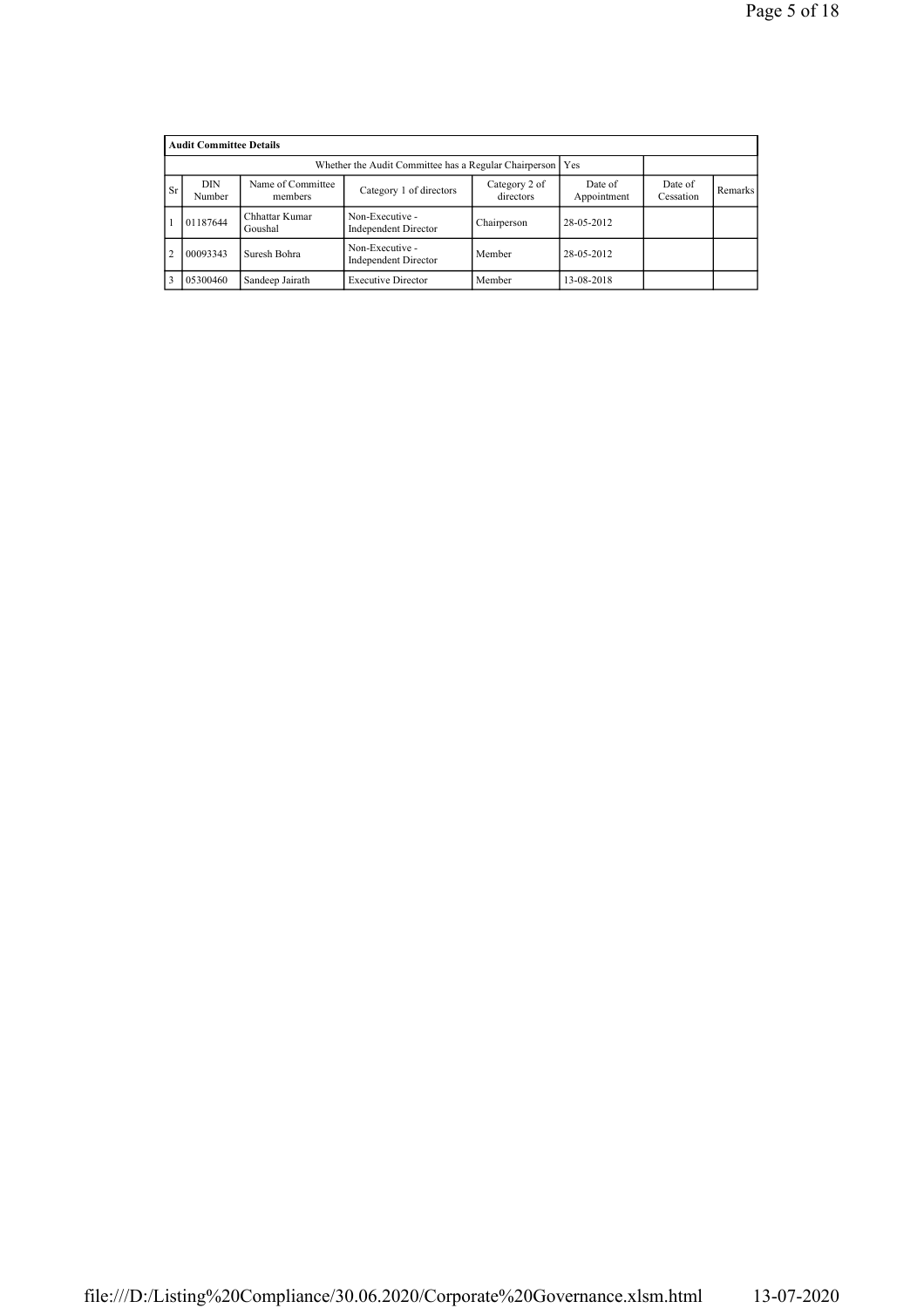| Audit Committee Details | | | | | | | |
|---|---|---|---|---|---|---|---|
| Whether the Audit Committee has a Regular Chairperson | | | | | Yes | | |
| Sr | DIN Number | Name of Committee members | Category 1 of directors | Category 2 of directors | Date of Appointment | Date of Cessation | Remarks |
| 1 | 01187644 | Chhattar Kumar Goushal | Non-Executive - Independent Director | Chairperson | 28-05-2012 | | |
| 2 | 00093343 | Suresh Bohra | Non-Executive - Independent Director | Member | 28-05-2012 | | |
| 3 | 05300460 | Sandeep Jairath | Executive Director | Member | 13-08-2018 | | |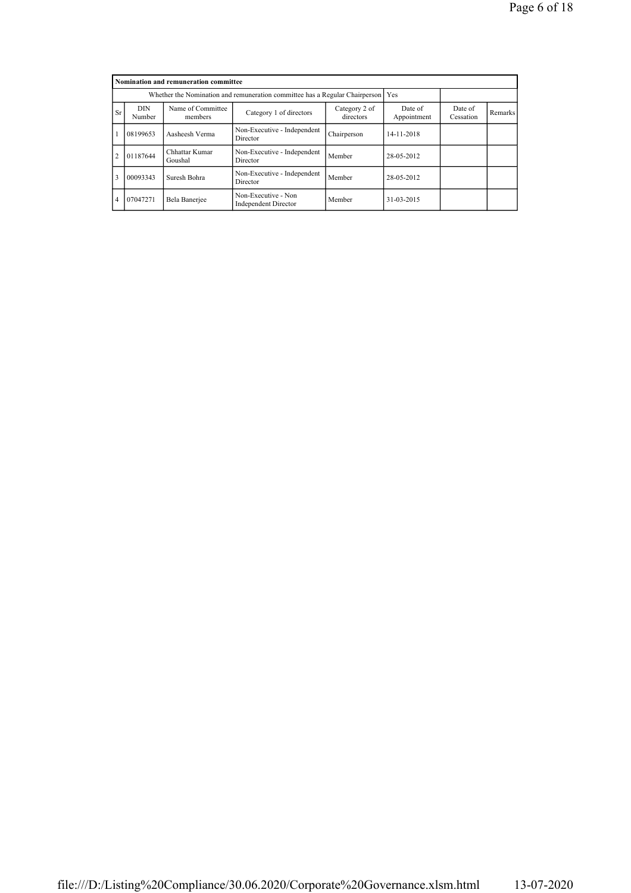| Nomination and remuneration committee | | | | | | | |
|---|---|---|---|---|---|---|---|
| Whether the Nomination and remuneration committee has a Regular Chairperson | | | | | Yes | | |
| Sr | DIN Number | Name of Committee members | Category 1 of directors | Category 2 of directors | Date of Appointment | Date of Cessation | Remarks |
| 1 | 08199653 | Aasheesh Verma | Non-Executive - Independent Director | Chairperson | 14-11-2018 | | |
| 2 | 01187644 | Chhattar Kumar Goushal | Non-Executive - Independent Director | Member | 28-05-2012 | | |
| 3 | 00093343 | Suresh Bohra | Non-Executive - Independent Director | Member | 28-05-2012 | | |
| 4 | 07047271 | Bela Banerjee | Non-Executive - Non Independent Director | Member | 31-03-2015 | | |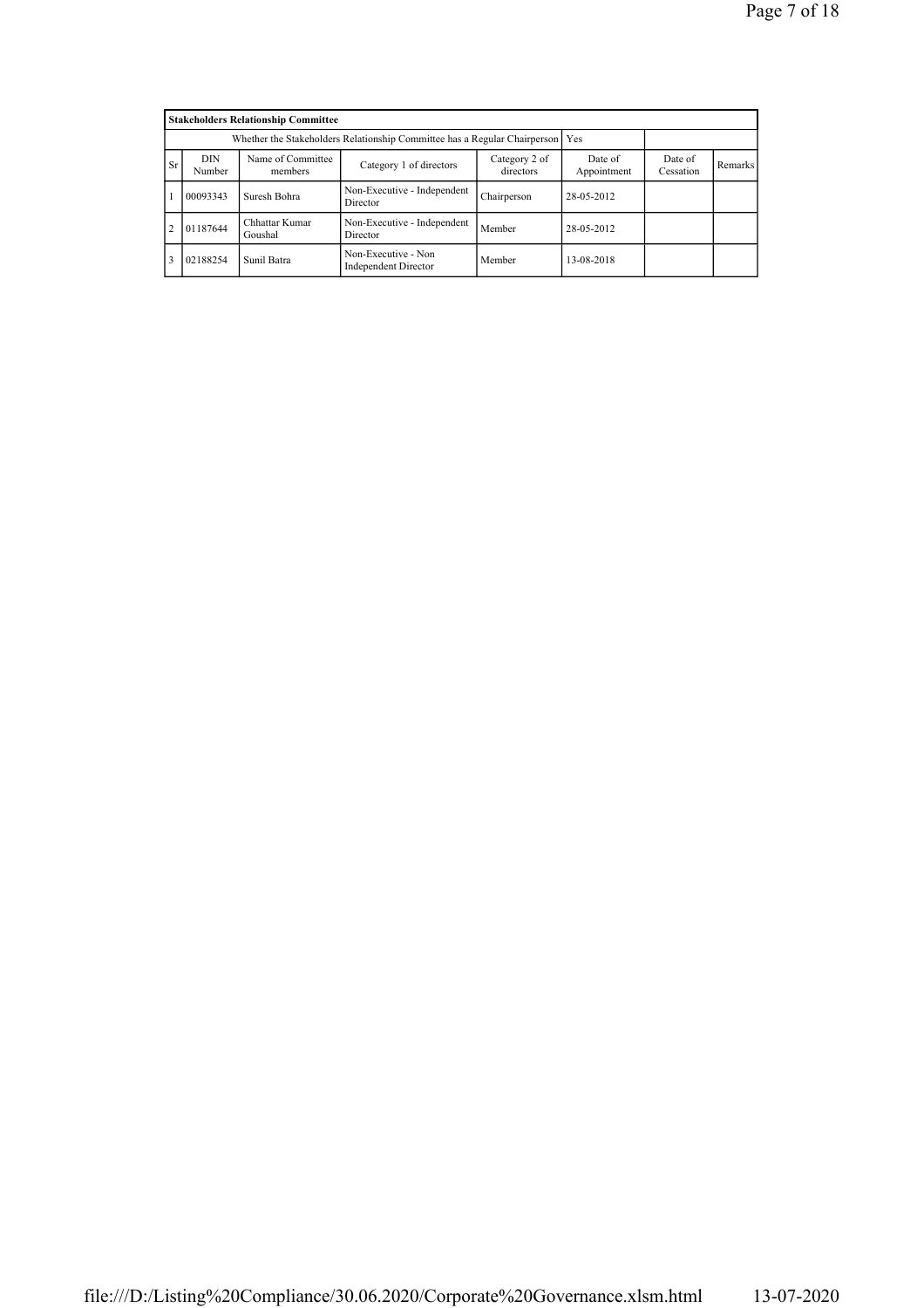| Stakeholders Relationship Committee | | | | | | | |
|---|---|---|---|---|---|---|---|
| Whether the Stakeholders Relationship Committee has a Regular Chairperson | | | | | Yes | | |
| Sr | DIN Number | Name of Committee members | Category 1 of directors | Category 2 of directors | Date of Appointment | Date of Cessation | Remarks |
| 1 | 00093343 | Suresh Bohra | Non-Executive - Independent Director | Chairperson | 28-05-2012 | | |
| 2 | 01187644 | Chhattar Kumar Goushal | Non-Executive - Independent Director | Member | 28-05-2012 | | |
| 3 | 02188254 | Sunil Batra | Non-Executive - Non Independent Director | Member | 13-08-2018 | | |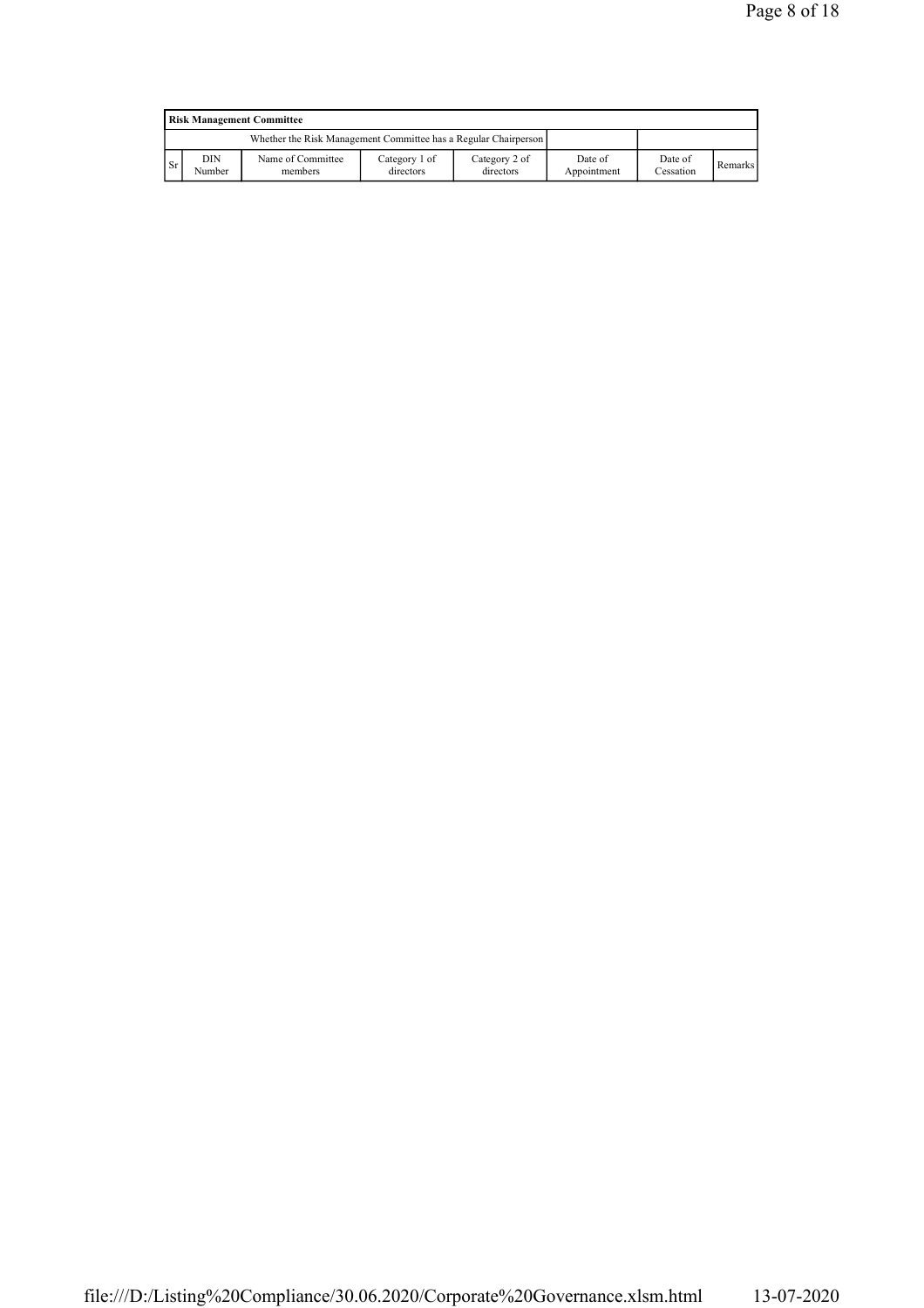| Risk Management Committee | | | | | | | |
|---|---|---|---|---|---|---|---|
| Whether the Risk Management Committee has a Regular Chairperson | | | | | | | |
| Sr | DIN Number | Name of Committee members | Category 1 of directors | Category 2 of directors | Date of Appointment | Date of Cessation | Remarks |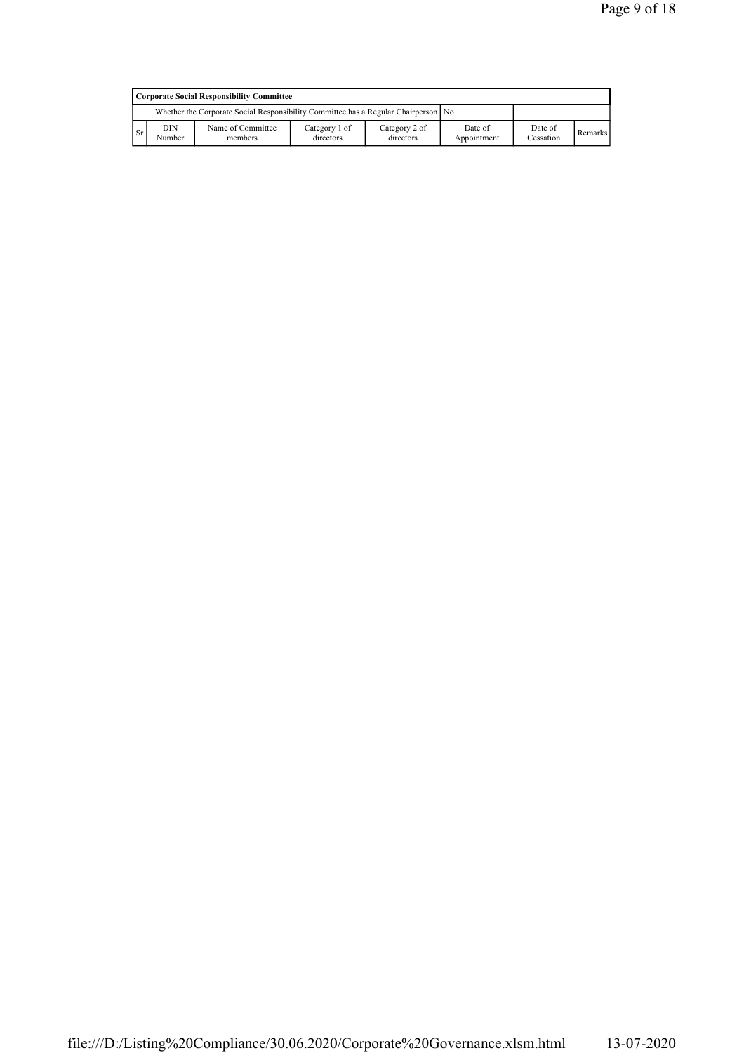| Corporate Social Responsibility Committee | | | | | | | |
|---|---|---|---|---|---|---|---|
| Whether the Corporate Social Responsibility Committee has a Regular Chairperson | | | | | No | | |
| Sr | DIN Number | Name of Committee members | Category 1 of directors | Category 2 of directors | Date of Appointment | Date of Cessation | Remarks |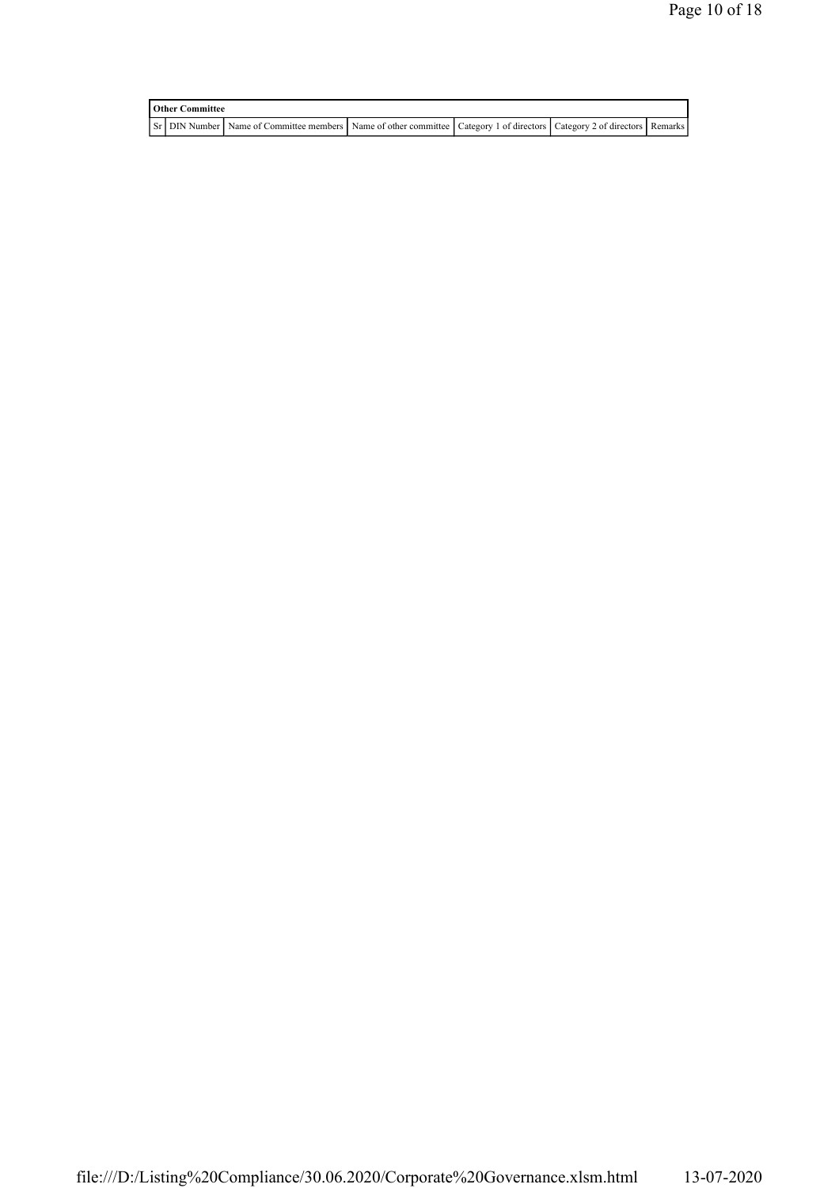| Other Committee | | | | | | |
|---|---|---|---|---|---|---|
| Sr | DIN Number | Name of Committee members | Name of other committee | Category 1 of directors | Category 2 of directors | Remarks |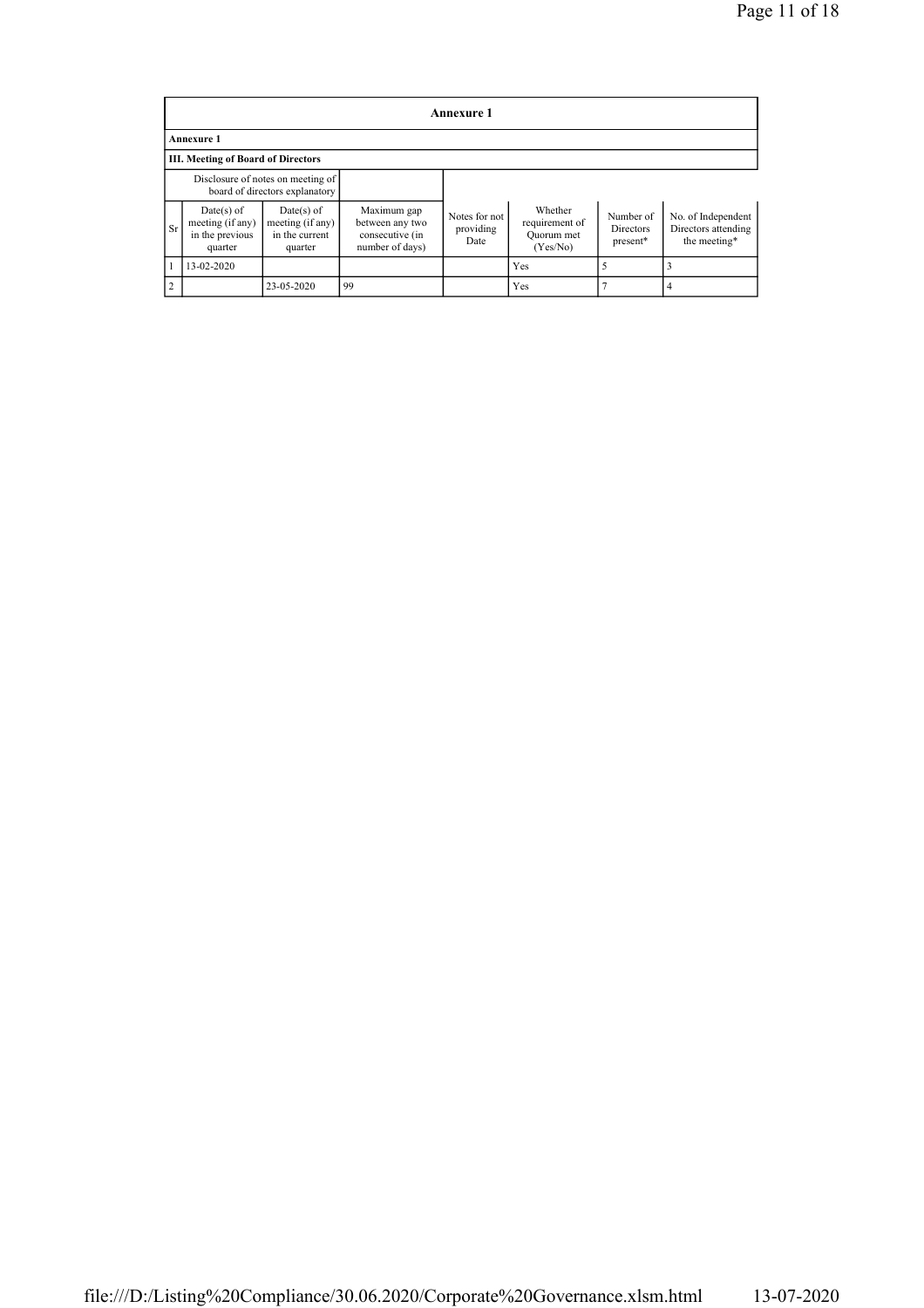| Annexure 1 | | | | | | | |
|---|---|---|---|---|---|---|---|
| **Annexure 1** | | | | | | | |
| **III. Meeting of Board of Directors** | | | | | | | |
| Disclosure of notes on meeting of board of directors explanatory | | | | | | | |
| Sr | Date(s) of meeting (if any) in the previous quarter | Date(s) of meeting (if any) in the current quarter | Maximum gap between any two consecutive (in number of days) | Notes for not providing Date | Whether requirement of Quorum met (Yes/No) | Number of Directors present* | No. of Independent Directors attending the meeting* |
| 1 | 13-02-2020 | | | | Yes | 5 | 3 |
| 2 | | 23-05-2020 | 99 | | Yes | 7 | 4 |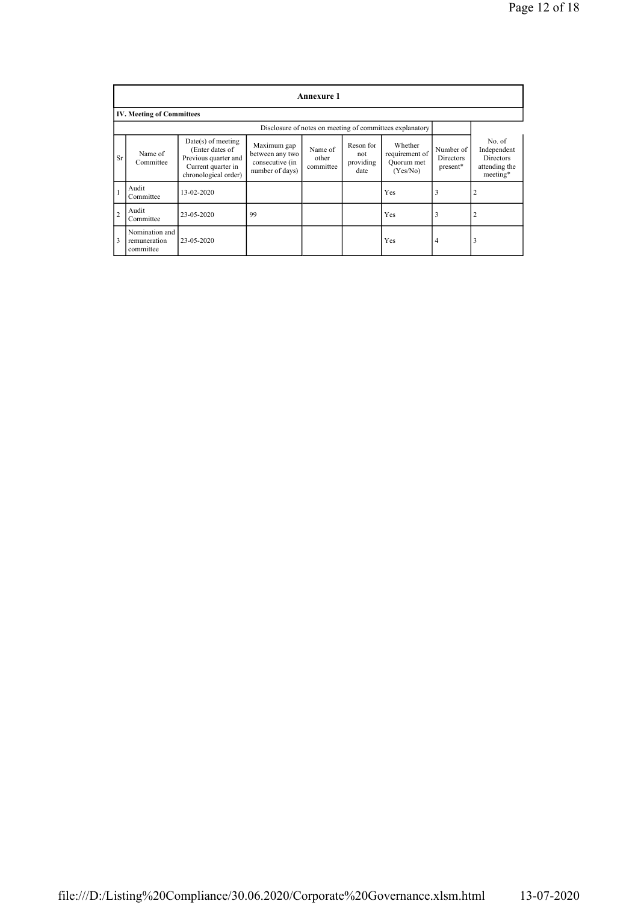**Annexure 1**

**IV. Meeting of Committees**

| | | | | | | | Disclosure of notes on meeting of committees explanatory | | |
|---|---|---|---|---|---|---|---|---|---|
| Sr | Name of Committee | Date(s) of meeting (Enter dates of Previous quarter and Current quarter in chronological order) | Maximum gap between any two consecutive (in number of days) | Name of other committee | Reson for not providing date | Whether requirement of Quorum met (Yes/No) | Number of Directors present* | No. of Independent Directors attending the meeting* |
| 1 | Audit Committee | 13-02-2020 | | | | Yes | 3 | 2 |
| 2 | Audit Committee | 23-05-2020 | 99 | | | Yes | 3 | 2 |
| 3 | Nomination and remuneration committee | 23-05-2020 | | | | Yes | 4 | 3 |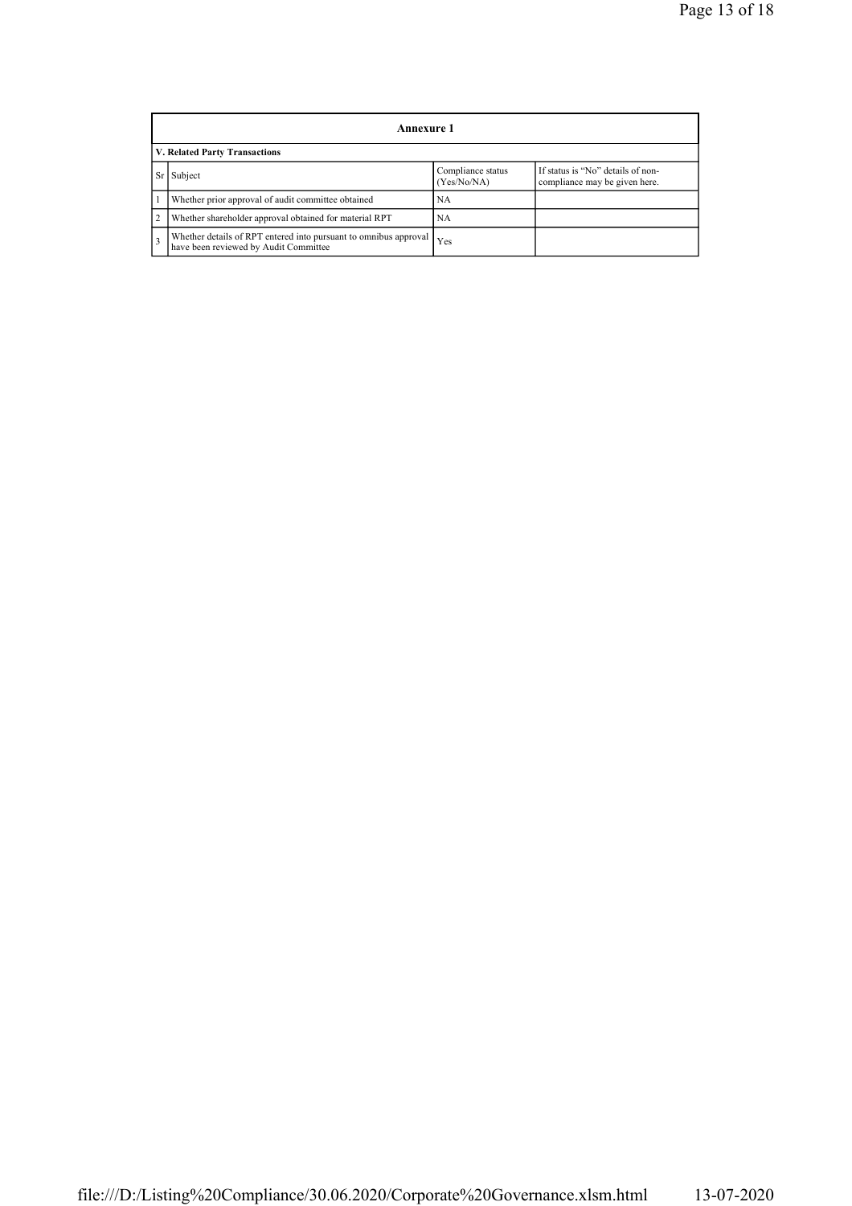| Annexure 1 | | | |
|---|---|---|---|
| **V. Related Party Transactions** | | | |
| Sr | Subject | Compliance status (Yes/No/NA) | If status is "No" details of non-compliance may be given here. |
| 1 | Whether prior approval of audit committee obtained | NA | |
| 2 | Whether shareholder approval obtained for material RPT | NA | |
| 3 | Whether details of RPT entered into pursuant to omnibus approval have been reviewed by Audit Committee | Yes | |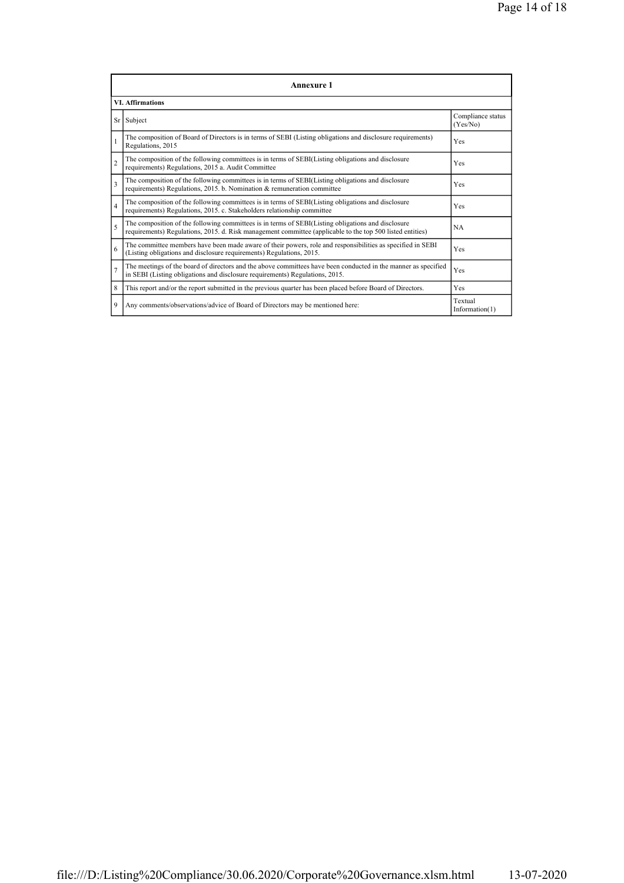## Annexure 1

### VI. Affirmations

| Sr | Subject | Compliance status (Yes/No) |
|---|---|---|
| 1 | The composition of Board of Directors is in terms of SEBI (Listing obligations and disclosure requirements) Regulations, 2015 | Yes |
| 2 | The composition of the following committees is in terms of SEBI(Listing obligations and disclosure requirements) Regulations, 2015 a. Audit Committee | Yes |
| 3 | The composition of the following committees is in terms of SEBI(Listing obligations and disclosure requirements) Regulations, 2015. b. Nomination & remuneration committee | Yes |
| 4 | The composition of the following committees is in terms of SEBI(Listing obligations and disclosure requirements) Regulations, 2015. c. Stakeholders relationship committee | Yes |
| 5 | The composition of the following committees is in terms of SEBI(Listing obligations and disclosure requirements) Regulations, 2015. d. Risk management committee (applicable to the top 500 listed entities) | NA |
| 6 | The committee members have been made aware of their powers, role and responsibilities as specified in SEBI (Listing obligations and disclosure requirements) Regulations, 2015. | Yes |
| 7 | The meetings of the board of directors and the above committees have been conducted in the manner as specified in SEBI (Listing obligations and disclosure requirements) Regulations, 2015. | Yes |
| 8 | This report and/or the report submitted in the previous quarter has been placed before Board of Directors. | Yes |
| 9 | Any comments/observations/advice of Board of Directors may be mentioned here: | Textual Information(1) |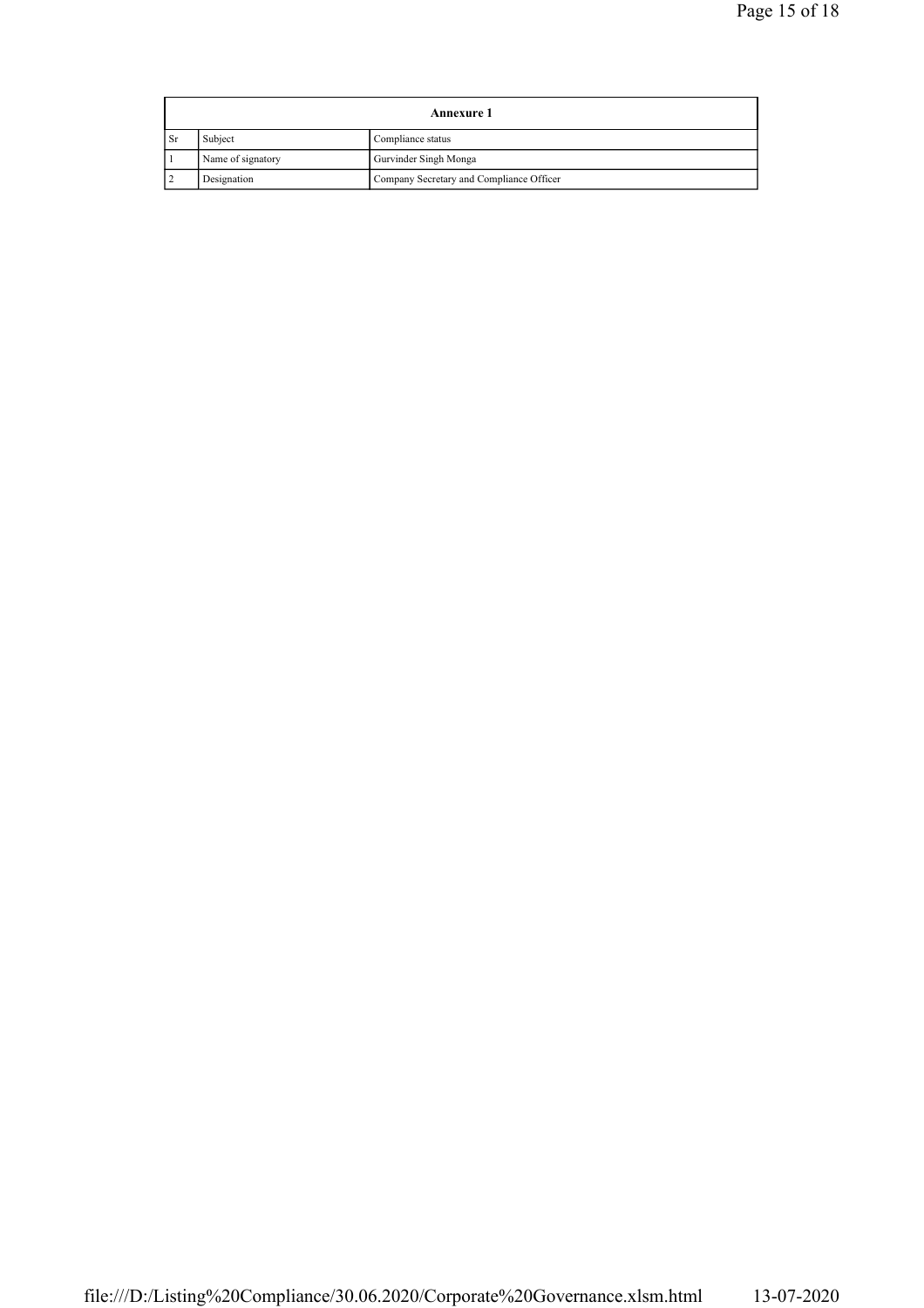| Annexure 1 | | |
|---|---|---|
| Sr | Subject | Compliance status |
| 1 | Name of signatory | Gurvinder Singh Monga |
| 2 | Designation | Company Secretary and Compliance Officer |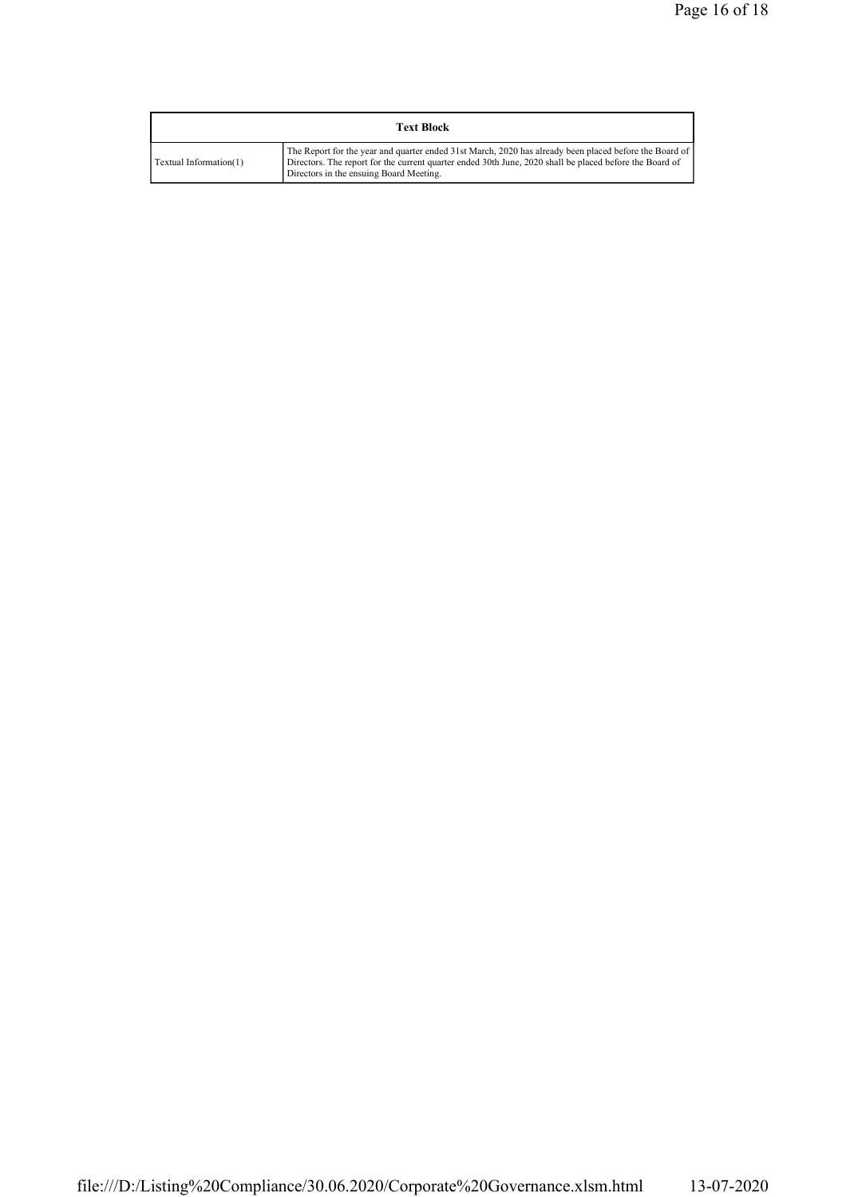| Text Block | |
|---|---|
| Textual Information(1) | The Report for the year and quarter ended 31st March, 2020 has already been placed before the Board of Directors. The report for the current quarter ended 30th June, 2020 shall be placed before the Board of Directors in the ensuing Board Meeting. |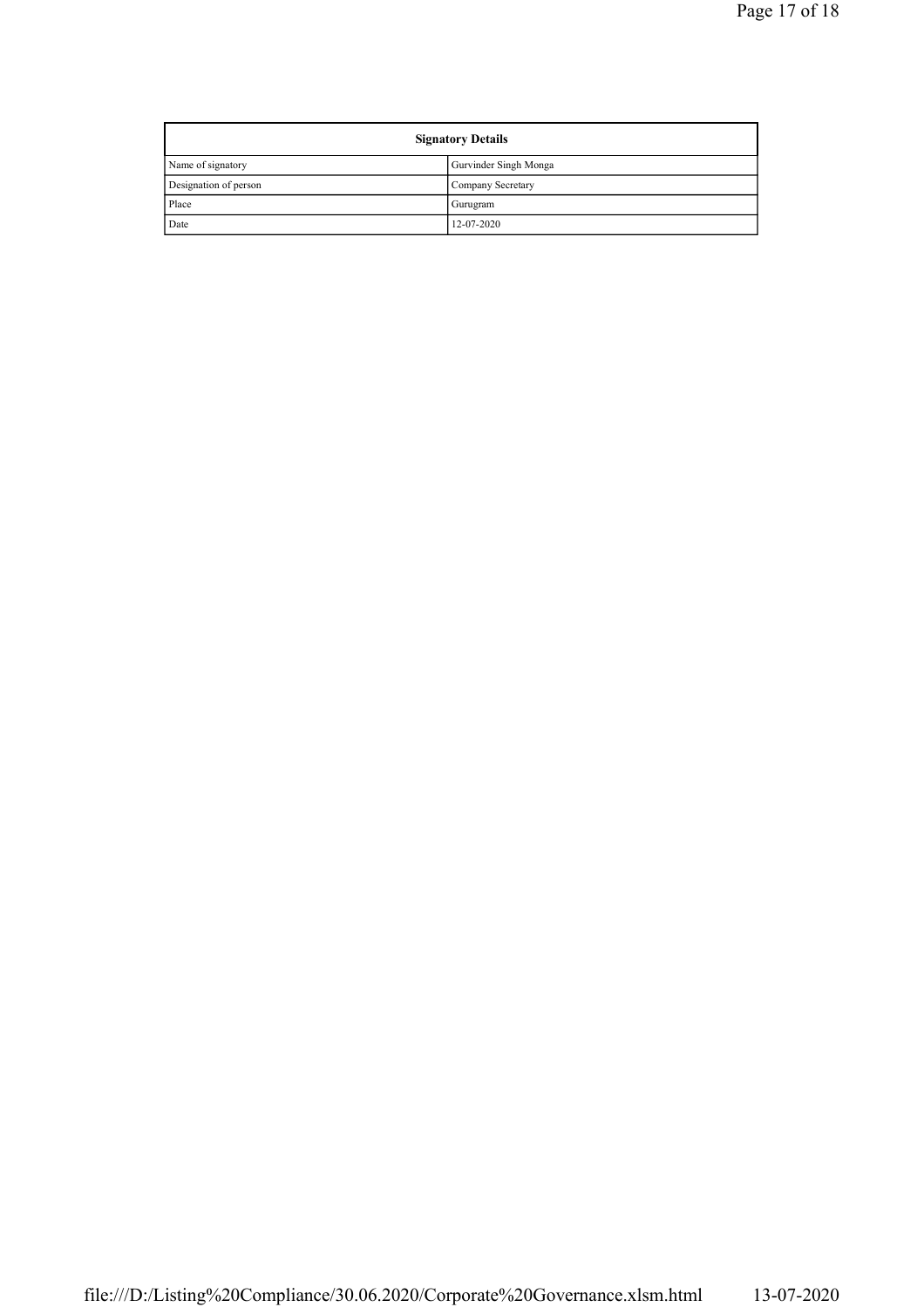| Signatory Details | |
|---|---|
| Name of signatory | Gurvinder Singh Monga |
| Designation of person | Company Secretary |
| Place | Gurugram |
| Date | 12-07-2020 |